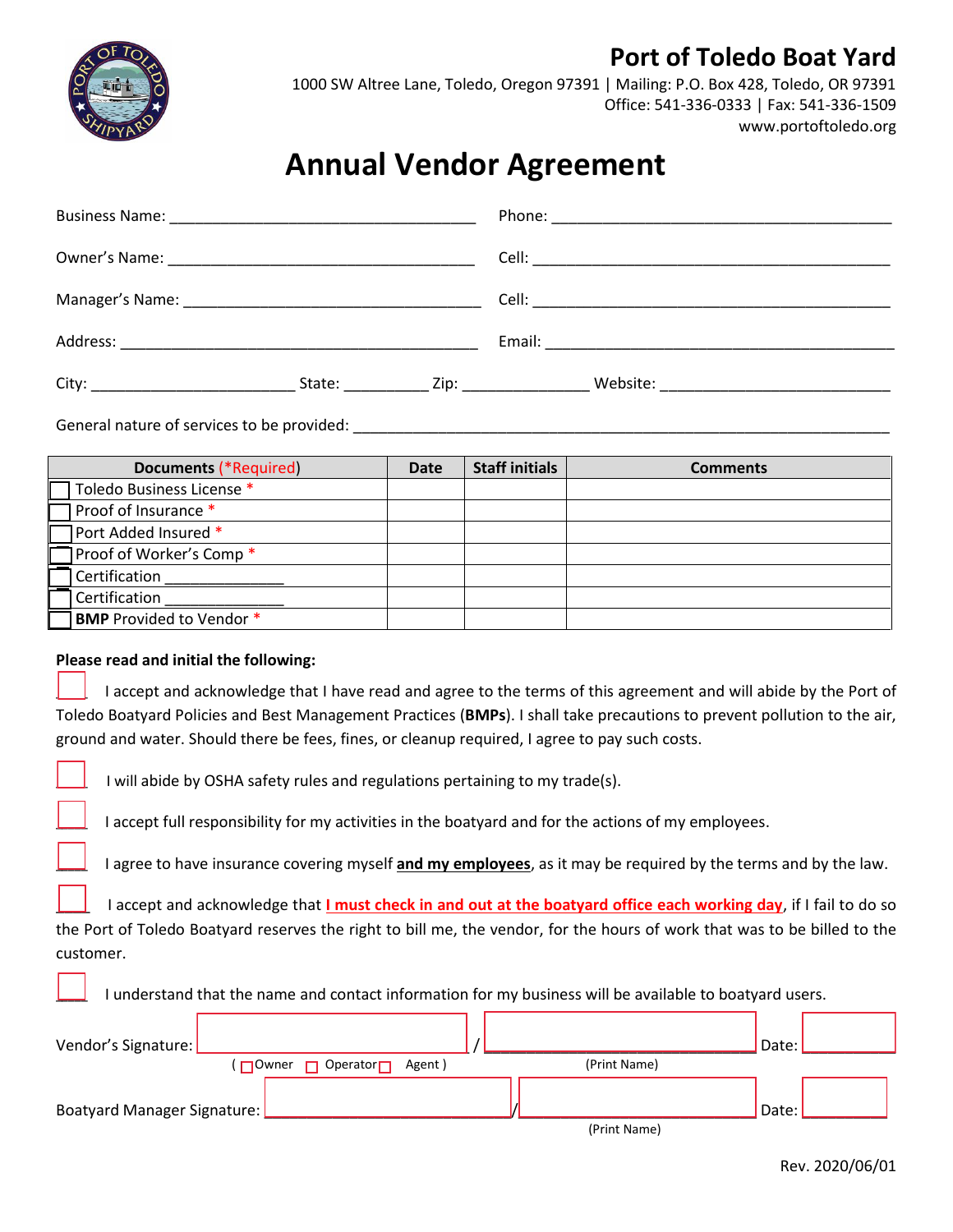# Port of Toledo Boat Yard

1000 SW Altree Lane, Toledo, Oregon 97391 | Mailing: P.O. Box 428, Toledo, OR 97391
Office: 541-336-0333 | Fax: 541-336-1509
www.portoftoledo.org

# Annual Vendor Agreement

Business Name: ___________________________________ Phone: ______________________________________

Owner's Name: ___________________________________ Cell: ________________________________________

Manager's Name: _________________________________ Cell: ________________________________________

Address: _______________________________________ Email: _______________________________________

City: _______________________ State: __________ Zip: ______________ Website: __________________________

General nature of services to be provided: ______________________________________________________________

| Documents (*Required) | Date | Staff initials | Comments |
|---|---|---|---|
| ☐ Toledo Business License * | | | |
| ☐ Proof of Insurance * | | | |
| ☐ Port Added Insured * | | | |
| ☐ Proof of Worker's Comp * | | | |
| ☐ Certification ______________ | | | |
| ☐ Certification ______________ | | | |
| ☐ **BMP** Provided to Vendor * | | | |

**Please read and initial the following:**

____ I accept and acknowledge that I have read and agree to the terms of this agreement and will abide by the Port of Toledo Boatyard Policies and Best Management Practices (**BMPs**). I shall take precautions to prevent pollution to the air, ground and water. Should there be fees, fines, or cleanup required, I agree to pay such costs.

____ I will abide by OSHA safety rules and regulations pertaining to my trade(s).

____ I accept full responsibility for my activities in the boatyard and for the actions of my employees.

____ I agree to have insurance covering myself **and my employees**, as it may be required by the terms and by the law.

____ I accept and acknowledge that **I must check in and out at the boatyard office each working day**, if I fail to do so the Port of Toledo Boatyard reserves the right to bill me, the vendor, for the hours of work that was to be billed to the customer.

____ I understand that the name and contact information for my business will be available to boatyard users.

Vendor's Signature: ______________________ / ______________________ Date: __________
( ☐ Owner ☐ Operator ☐ Agent ) (Print Name)

Boatyard Manager Signature: ______________________ / ______________________ Date: __________
(Print Name)

Rev. 2020/06/01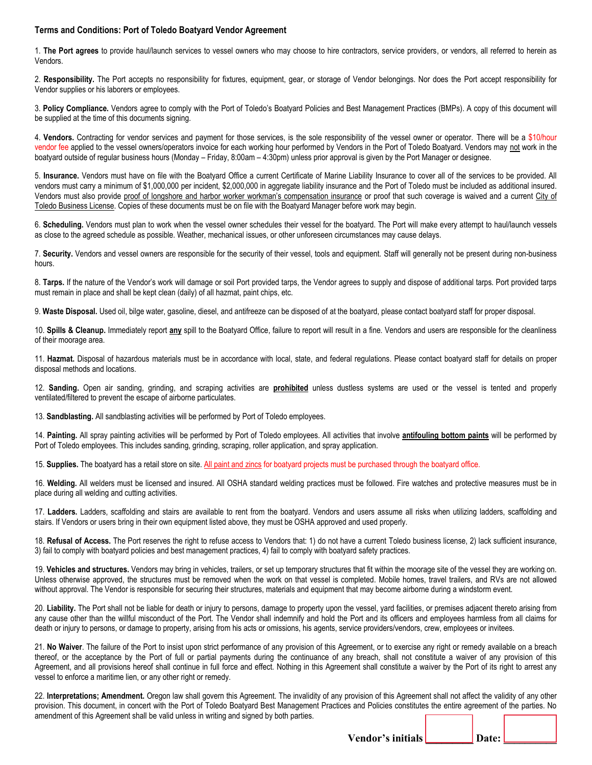**Terms and Conditions: Port of Toledo Boatyard Vendor Agreement**

1. **The Port agrees** to provide haul/launch services to vessel owners who may choose to hire contractors, service providers, or vendors, all referred to herein as Vendors.

2. **Responsibility.** The Port accepts no responsibility for fixtures, equipment, gear, or storage of Vendor belongings. Nor does the Port accept responsibility for Vendor supplies or his laborers or employees.

3. **Policy Compliance.** Vendors agree to comply with the Port of Toledo's Boatyard Policies and Best Management Practices (BMPs). A copy of this document will be supplied at the time of this documents signing.

4. **Vendors.** Contracting for vendor services and payment for those services, is the sole responsibility of the vessel owner or operator. There will be a $10/hour vendor fee applied to the vessel owners/operators invoice for each working hour performed by Vendors in the Port of Toledo Boatyard. Vendors may not work in the boatyard outside of regular business hours (Monday – Friday, 8:00am – 4:30pm) unless prior approval is given by the Port Manager or designee.

5. **Insurance.** Vendors must have on file with the Boatyard Office a current Certificate of Marine Liability Insurance to cover all of the services to be provided. All vendors must carry a minimum of $1,000,000 per incident, $2,000,000 in aggregate liability insurance and the Port of Toledo must be included as additional insured. Vendors must also provide proof of longshore and harbor worker workman's compensation insurance or proof that such coverage is waived and a current City of Toledo Business License. Copies of these documents must be on file with the Boatyard Manager before work may begin.

6. **Scheduling.** Vendors must plan to work when the vessel owner schedules their vessel for the boatyard. The Port will make every attempt to haul/launch vessels as close to the agreed schedule as possible. Weather, mechanical issues, or other unforeseen circumstances may cause delays.

7. **Security.** Vendors and vessel owners are responsible for the security of their vessel, tools and equipment. Staff will generally not be present during non-business hours.

8. **Tarps.** If the nature of the Vendor's work will damage or soil Port provided tarps, the Vendor agrees to supply and dispose of additional tarps. Port provided tarps must remain in place and shall be kept clean (daily) of all hazmat, paint chips, etc.

9. **Waste Disposal.** Used oil, bilge water, gasoline, diesel, and antifreeze can be disposed of at the boatyard, please contact boatyard staff for proper disposal.

10. **Spills & Cleanup.** Immediately report **any** spill to the Boatyard Office, failure to report will result in a fine. Vendors and users are responsible for the cleanliness of their moorage area.

11. **Hazmat.** Disposal of hazardous materials must be in accordance with local, state, and federal regulations. Please contact boatyard staff for details on proper disposal methods and locations.

12. **Sanding.** Open air sanding, grinding, and scraping activities are **prohibited** unless dustless systems are used or the vessel is tented and properly ventilated/filtered to prevent the escape of airborne particulates.

13. **Sandblasting.** All sandblasting activities will be performed by Port of Toledo employees.

14. **Painting.** All spray painting activities will be performed by Port of Toledo employees. All activities that involve **antifouling bottom paints** will be performed by Port of Toledo employees. This includes sanding, grinding, scraping, roller application, and spray application.

15. **Supplies.** The boatyard has a retail store on site. All paint and zincs for boatyard projects must be purchased through the boatyard office.

16. **Welding.** All welders must be licensed and insured. All OSHA standard welding practices must be followed. Fire watches and protective measures must be in place during all welding and cutting activities.

17. **Ladders.** Ladders, scaffolding and stairs are available to rent from the boatyard. Vendors and users assume all risks when utilizing ladders, scaffolding and stairs. If Vendors or users bring in their own equipment listed above, they must be OSHA approved and used properly.

18. **Refusal of Access.** The Port reserves the right to refuse access to Vendors that: 1) do not have a current Toledo business license, 2) lack sufficient insurance, 3) fail to comply with boatyard policies and best management practices, 4) fail to comply with boatyard safety practices.

19. **Vehicles and structures.** Vendors may bring in vehicles, trailers, or set up temporary structures that fit within the moorage site of the vessel they are working on. Unless otherwise approved, the structures must be removed when the work on that vessel is completed. Mobile homes, travel trailers, and RVs are not allowed without approval. The Vendor is responsible for securing their structures, materials and equipment that may become airborne during a windstorm event.

20. **Liability.** The Port shall not be liable for death or injury to persons, damage to property upon the vessel, yard facilities, or premises adjacent thereto arising from any cause other than the willful misconduct of the Port. The Vendor shall indemnify and hold the Port and its officers and employees harmless from all claims for death or injury to persons, or damage to property, arising from his acts or omissions, his agents, service providers/vendors, crew, employees or invitees.

21. **No Waiver**. The failure of the Port to insist upon strict performance of any provision of this Agreement, or to exercise any right or remedy available on a breach thereof, or the acceptance by the Port of full or partial payments during the continuance of any breach, shall not constitute a waiver of any provision of this Agreement, and all provisions hereof shall continue in full force and effect. Nothing in this Agreement shall constitute a waiver by the Port of its right to arrest any vessel to enforce a maritime lien, or any other right or remedy.

22. **Interpretations; Amendment.** Oregon law shall govern this Agreement. The invalidity of any provision of this Agreement shall not affect the validity of any other provision. This document, in concert with the Port of Toledo Boatyard Best Management Practices and Policies constitutes the entire agreement of the parties. No amendment of this Agreement shall be valid unless in writing and signed by both parties.

**Vendor's initials** _________ **Date:** _________